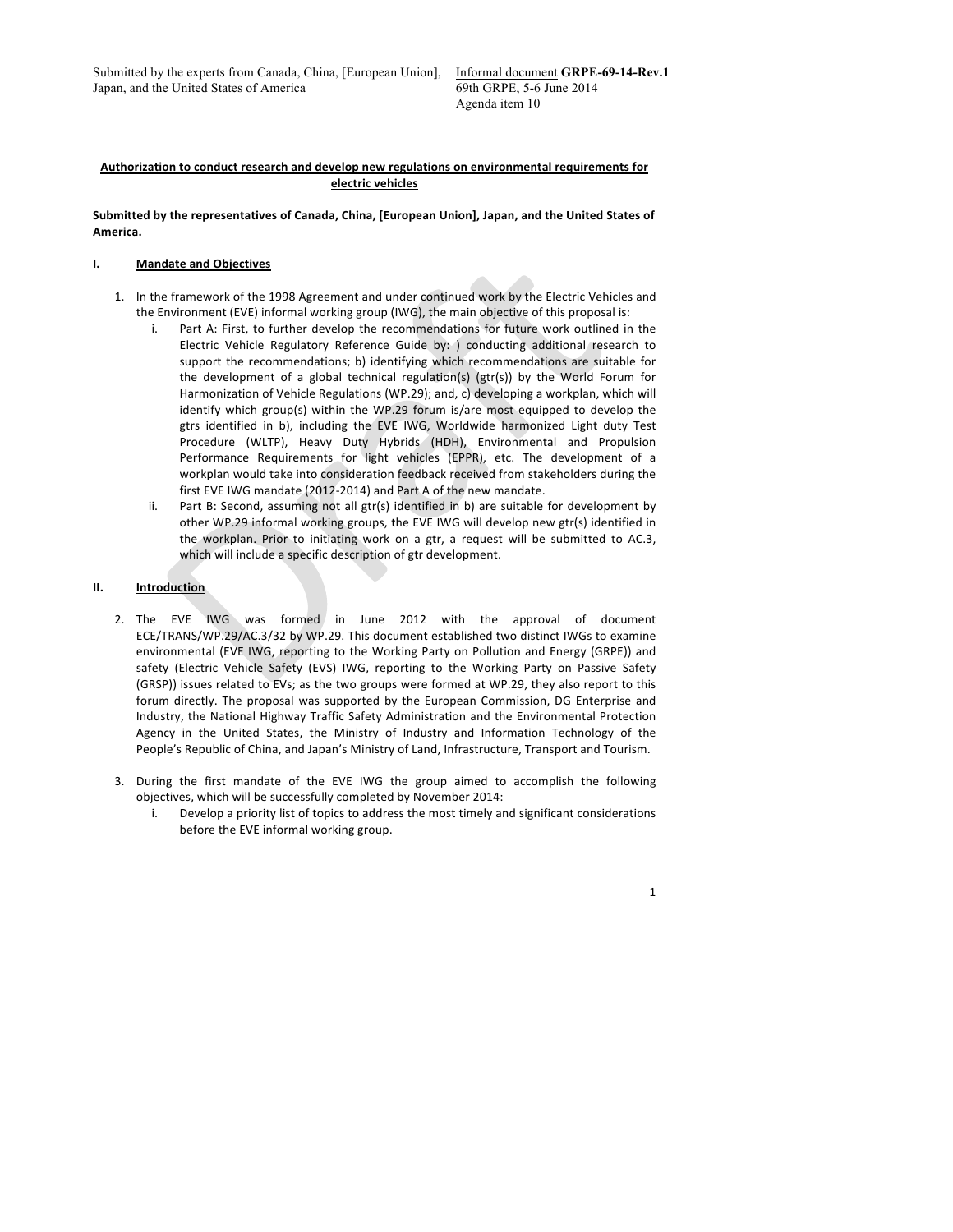Submitted by the experts from Canada, China, [European Union], Japan, and the United States of America

Informal document **GRPE-69-14-Rev.1**
69th GRPE, 5-6 June 2014
Agenda item 10

**Authorization to conduct research and develop new regulations on environmental requirements for electric vehicles**

**Submitted by the representatives of Canada, China, [European Union], Japan, and the United States of America.**

## I. Mandate and Objectives

1. In the framework of the 1998 Agreement and under continued work by the Electric Vehicles and the Environment (EVE) informal working group (IWG), the main objective of this proposal is:
   i. Part A: First, to further develop the recommendations for future work outlined in the Electric Vehicle Regulatory Reference Guide by: ) conducting additional research to support the recommendations; b) identifying which recommendations are suitable for the development of a global technical regulation(s) (gtr(s)) by the World Forum for Harmonization of Vehicle Regulations (WP.29); and, c) developing a workplan, which will identify which group(s) within the WP.29 forum is/are most equipped to develop the gtrs identified in b), including the EVE IWG, Worldwide harmonized Light duty Test Procedure (WLTP), Heavy Duty Hybrids (HDH), Environmental and Propulsion Performance Requirements for light vehicles (EPPR), etc. The development of a workplan would take into consideration feedback received from stakeholders during the first EVE IWG mandate (2012-2014) and Part A of the new mandate.
   ii. Part B: Second, assuming not all gtr(s) identified in b) are suitable for development by other WP.29 informal working groups, the EVE IWG will develop new gtr(s) identified in the workplan. Prior to initiating work on a gtr, a request will be submitted to AC.3, which will include a specific description of gtr development.

## II. Introduction

2. The EVE IWG was formed in June 2012 with the approval of document ECE/TRANS/WP.29/AC.3/32 by WP.29. This document established two distinct IWGs to examine environmental (EVE IWG, reporting to the Working Party on Pollution and Energy (GRPE)) and safety (Electric Vehicle Safety (EVS) IWG, reporting to the Working Party on Passive Safety (GRSP)) issues related to EVs; as the two groups were formed at WP.29, they also report to this forum directly. The proposal was supported by the European Commission, DG Enterprise and Industry, the National Highway Traffic Safety Administration and the Environmental Protection Agency in the United States, the Ministry of Industry and Information Technology of the People's Republic of China, and Japan's Ministry of Land, Infrastructure, Transport and Tourism.

3. During the first mandate of the EVE IWG the group aimed to accomplish the following objectives, which will be successfully completed by November 2014:
   i. Develop a priority list of topics to address the most timely and significant considerations before the EVE informal working group.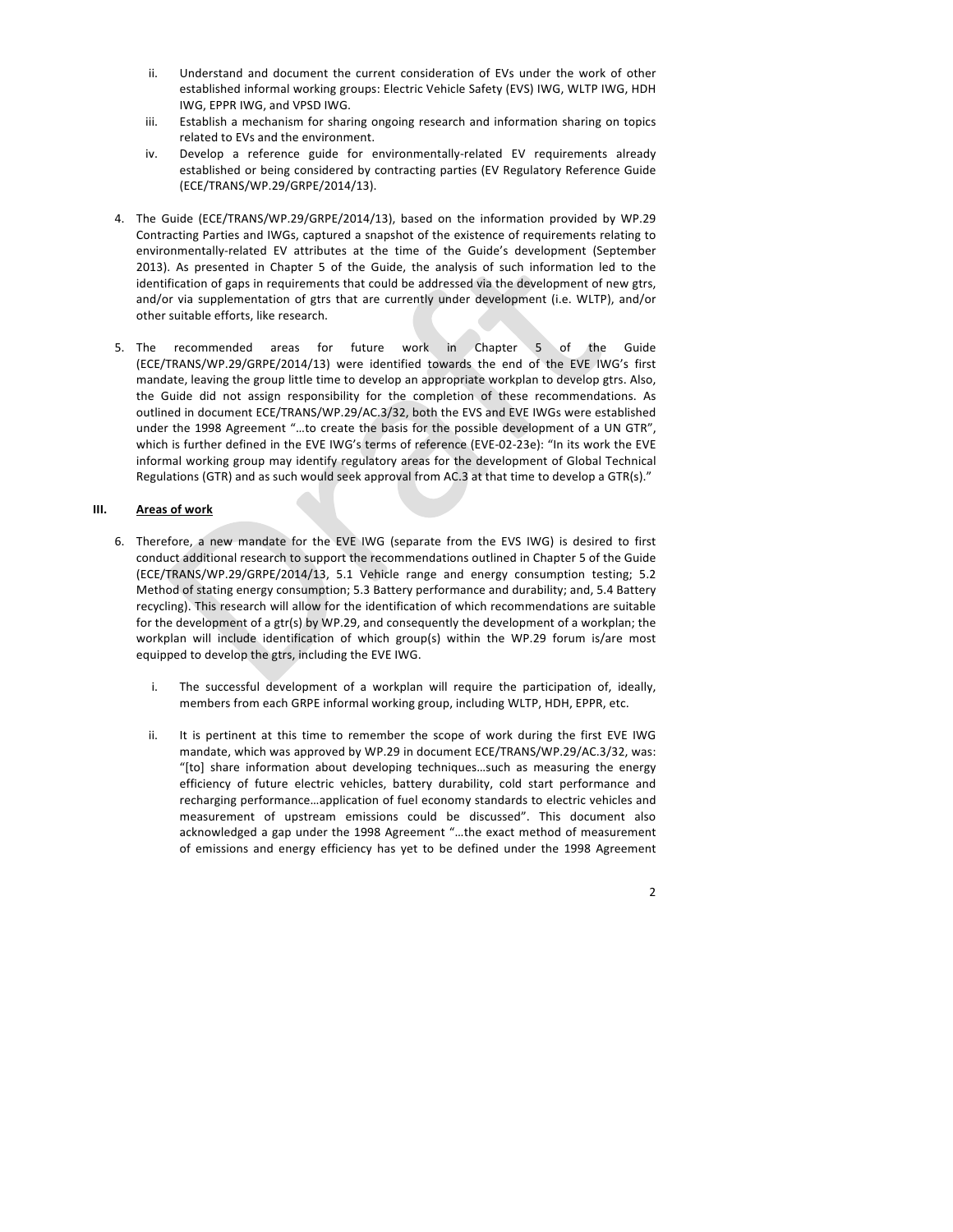ii. Understand and document the current consideration of EVs under the work of other established informal working groups: Electric Vehicle Safety (EVS) IWG, WLTP IWG, HDH IWG, EPPR IWG, and VPSD IWG.

iii. Establish a mechanism for sharing ongoing research and information sharing on topics related to EVs and the environment.

iv. Develop a reference guide for environmentally-related EV requirements already established or being considered by contracting parties (EV Regulatory Reference Guide (ECE/TRANS/WP.29/GRPE/2014/13).

4. The Guide (ECE/TRANS/WP.29/GRPE/2014/13), based on the information provided by WP.29 Contracting Parties and IWGs, captured a snapshot of the existence of requirements relating to environmentally-related EV attributes at the time of the Guide's development (September 2013). As presented in Chapter 5 of the Guide, the analysis of such information led to the identification of gaps in requirements that could be addressed via the development of new gtrs, and/or via supplementation of gtrs that are currently under development (i.e. WLTP), and/or other suitable efforts, like research.

5. The recommended areas for future work in Chapter 5 of the Guide (ECE/TRANS/WP.29/GRPE/2014/13) were identified towards the end of the EVE IWG's first mandate, leaving the group little time to develop an appropriate workplan to develop gtrs. Also, the Guide did not assign responsibility for the completion of these recommendations. As outlined in document ECE/TRANS/WP.29/AC.3/32, both the EVS and EVE IWGs were established under the 1998 Agreement "…to create the basis for the possible development of a UN GTR", which is further defined in the EVE IWG's terms of reference (EVE-02-23e): "In its work the EVE informal working group may identify regulatory areas for the development of Global Technical Regulations (GTR) and as such would seek approval from AC.3 at that time to develop a GTR(s)."

## III. Areas of work

6. Therefore, a new mandate for the EVE IWG (separate from the EVS IWG) is desired to first conduct additional research to support the recommendations outlined in Chapter 5 of the Guide (ECE/TRANS/WP.29/GRPE/2014/13, 5.1 Vehicle range and energy consumption testing; 5.2 Method of stating energy consumption; 5.3 Battery performance and durability; and, 5.4 Battery recycling). This research will allow for the identification of which recommendations are suitable for the development of a gtr(s) by WP.29, and consequently the development of a workplan; the workplan will include identification of which group(s) within the WP.29 forum is/are most equipped to develop the gtrs, including the EVE IWG.

   i. The successful development of a workplan will require the participation of, ideally, members from each GRPE informal working group, including WLTP, HDH, EPPR, etc.

   ii. It is pertinent at this time to remember the scope of work during the first EVE IWG mandate, which was approved by WP.29 in document ECE/TRANS/WP.29/AC.3/32, was: "[to] share information about developing techniques…such as measuring the energy efficiency of future electric vehicles, battery durability, cold start performance and recharging performance…application of fuel economy standards to electric vehicles and measurement of upstream emissions could be discussed". This document also acknowledged a gap under the 1998 Agreement "…the exact method of measurement of emissions and energy efficiency has yet to be defined under the 1998 Agreement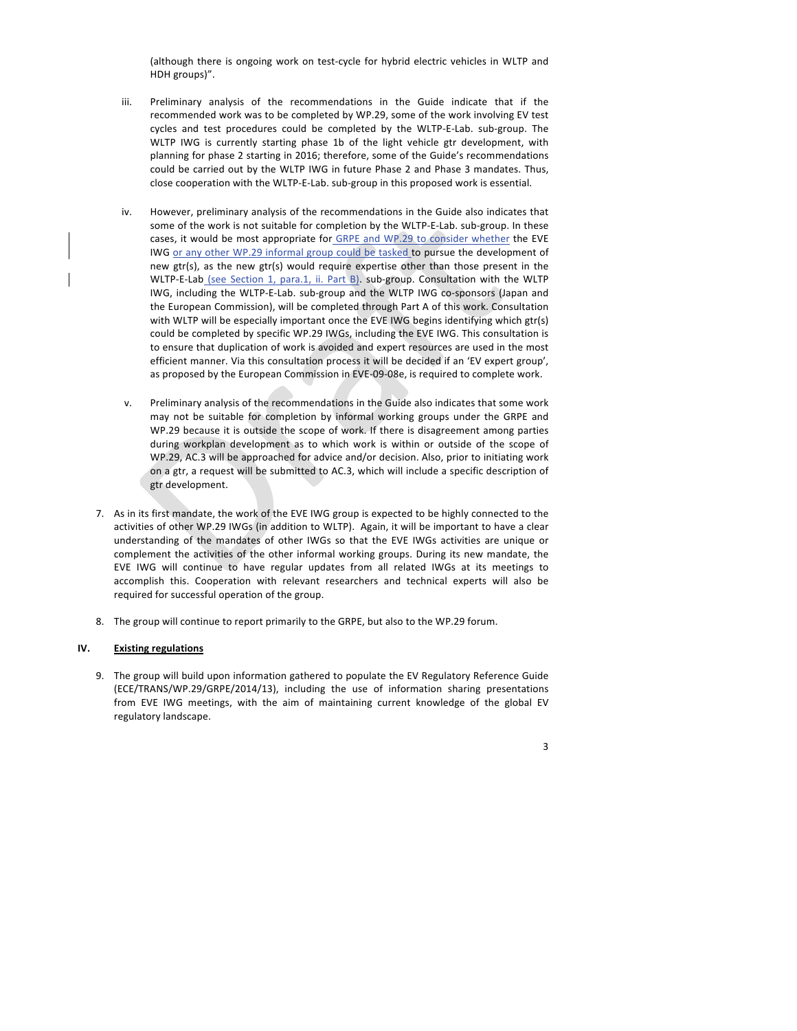(although there is ongoing work on test-cycle for hybrid electric vehicles in WLTP and HDH groups)".

iii. Preliminary analysis of the recommendations in the Guide indicate that if the recommended work was to be completed by WP.29, some of the work involving EV test cycles and test procedures could be completed by the WLTP-E-Lab. sub-group. The WLTP IWG is currently starting phase 1b of the light vehicle gtr development, with planning for phase 2 starting in 2016; therefore, some of the Guide's recommendations could be carried out by the WLTP IWG in future Phase 2 and Phase 3 mandates. Thus, close cooperation with the WLTP-E-Lab. sub-group in this proposed work is essential.

iv. However, preliminary analysis of the recommendations in the Guide also indicates that some of the work is not suitable for completion by the WLTP-E-Lab. sub-group. In these cases, it would be most appropriate for GRPE and WP.29 to consider whether the EVE IWG or any other WP.29 informal group could be tasked to pursue the development of new gtr(s), as the new gtr(s) would require expertise other than those present in the WLTP-E-Lab (see Section 1, para.1, ii. Part B). sub-group. Consultation with the WLTP IWG, including the WLTP-E-Lab. sub-group and the WLTP IWG co-sponsors (Japan and the European Commission), will be completed through Part A of this work. Consultation with WLTP will be especially important once the EVE IWG begins identifying which gtr(s) could be completed by specific WP.29 IWGs, including the EVE IWG. This consultation is to ensure that duplication of work is avoided and expert resources are used in the most efficient manner. Via this consultation process it will be decided if an 'EV expert group', as proposed by the European Commission in EVE-09-08e, is required to complete work.

v. Preliminary analysis of the recommendations in the Guide also indicates that some work may not be suitable for completion by informal working groups under the GRPE and WP.29 because it is outside the scope of work. If there is disagreement among parties during workplan development as to which work is within or outside of the scope of WP.29, AC.3 will be approached for advice and/or decision. Also, prior to initiating work on a gtr, a request will be submitted to AC.3, which will include a specific description of gtr development.

7. As in its first mandate, the work of the EVE IWG group is expected to be highly connected to the activities of other WP.29 IWGs (in addition to WLTP). Again, it will be important to have a clear understanding of the mandates of other IWGs so that the EVE IWGs activities are unique or complement the activities of the other informal working groups. During its new mandate, the EVE IWG will continue to have regular updates from all related IWGs at its meetings to accomplish this. Cooperation with relevant researchers and technical experts will also be required for successful operation of the group.

8. The group will continue to report primarily to the GRPE, but also to the WP.29 forum.

## IV. Existing regulations

9. The group will build upon information gathered to populate the EV Regulatory Reference Guide (ECE/TRANS/WP.29/GRPE/2014/13), including the use of information sharing presentations from EVE IWG meetings, with the aim of maintaining current knowledge of the global EV regulatory landscape.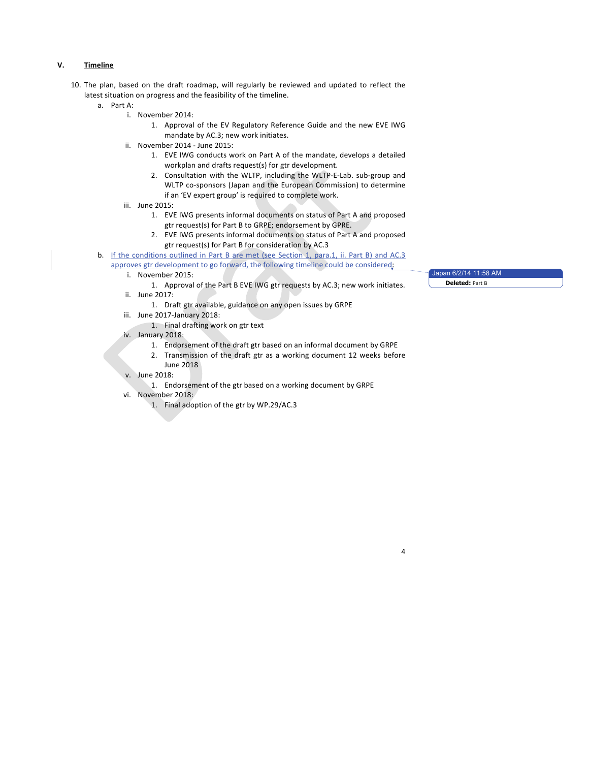## V. Timeline

10. The plan, based on the draft roadmap, will regularly be reviewed and updated to reflect the latest situation on progress and the feasibility of the timeline.
    a. Part A:
        i. November 2014:
            1. Approval of the EV Regulatory Reference Guide and the new EVE IWG mandate by AC.3; new work initiates.
        ii. November 2014 - June 2015:
            1. EVE IWG conducts work on Part A of the mandate, develops a detailed workplan and drafts request(s) for gtr development.
            2. Consultation with the WLTP, including the WLTP-E-Lab. sub-group and WLTP co-sponsors (Japan and the European Commission) to determine if an 'EV expert group' is required to complete work.
        iii. June 2015:
            1. EVE IWG presents informal documents on status of Part A and proposed gtr request(s) for Part B to GRPE; endorsement by GPRE.
            2. EVE IWG presents informal documents on status of Part A and proposed gtr request(s) for Part B for consideration by AC.3
    b. If the conditions outlined in Part B are met (see Section 1, para.1, ii. Part B) and AC.3 approves gtr development to go forward, the following timeline could be considered:
        i. November 2015:
            1. Approval of the Part B EVE IWG gtr requests by AC.3; new work initiates.
        ii. June 2017:
            1. Draft gtr available, guidance on any open issues by GRPE
        iii. June 2017-January 2018:
            1. Final drafting work on gtr text
        iv. January 2018:
            1. Endorsement of the draft gtr based on an informal document by GRPE
            2. Transmission of the draft gtr as a working document 12 weeks before June 2018
        v. June 2018:
            1. Endorsement of the gtr based on a working document by GRPE
        vi. November 2018:
            1. Final adoption of the gtr by WP.29/AC.3

Japan 6/2/14 11:58 AM
**Deleted:** Part B